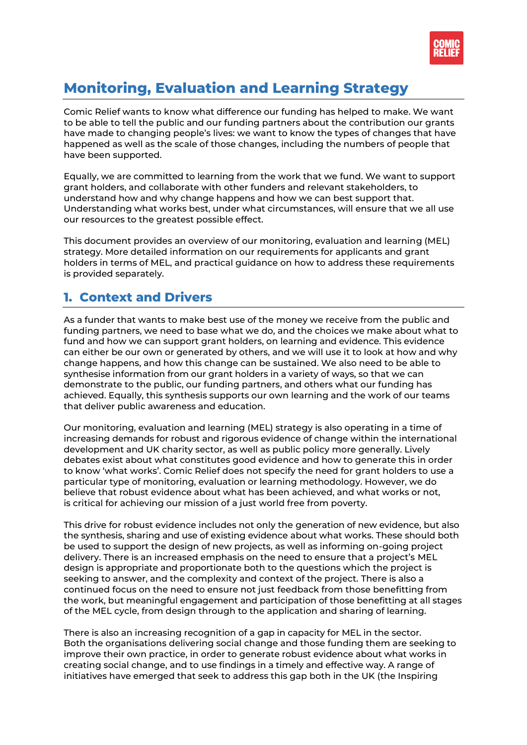# Monitoring, Evaluation and Learning Strategy

Comic Relief wants to know what difference our funding has helped to make. We want to be able to tell the public and our funding partners about the contribution our grants have made to changing people's lives: we want to know the types of changes that have happened as well as the scale of those changes, including the numbers of people that have been supported.

Equally, we are committed to learning from the work that we fund. We want to support grant holders, and collaborate with other funders and relevant stakeholders, to understand how and why change happens and how we can best support that. Understanding what works best, under what circumstances, will ensure that we all use our resources to the greatest possible effect.

This document provides an overview of our monitoring, evaluation and learning (MEL) strategy. More detailed information on our requirements for applicants and grant holders in terms of MEL, and practical guidance on how to address these requirements is provided separately.

## 1. Context and Drivers

As a funder that wants to make best use of the money we receive from the public and funding partners, we need to base what we do, and the choices we make about what to fund and how we can support grant holders, on learning and evidence. This evidence can either be our own or generated by others, and we will use it to look at how and why change happens, and how this change can be sustained. We also need to be able to synthesise information from our grant holders in a variety of ways, so that we can demonstrate to the public, our funding partners, and others what our funding has achieved. Equally, this synthesis supports our own learning and the work of our teams that deliver public awareness and education.

Our monitoring, evaluation and learning (MEL) strategy is also operating in a time of increasing demands for robust and rigorous evidence of change within the international development and UK charity sector, as well as public policy more generally. Lively debates exist about what constitutes good evidence and how to generate this in order to know 'what works'. Comic Relief does not specify the need for grant holders to use a particular type of monitoring, evaluation or learning methodology. However, we do believe that robust evidence about what has been achieved, and what works or not, is critical for achieving our mission of a just world free from poverty.

This drive for robust evidence includes not only the generation of new evidence, but also the synthesis, sharing and use of existing evidence about what works. These should both be used to support the design of new projects, as well as informing on-going project delivery. There is an increased emphasis on the need to ensure that a project's MEL design is appropriate and proportionate both to the questions which the project is seeking to answer, and the complexity and context of the project. There is also a continued focus on the need to ensure not just feedback from those benefitting from the work, but meaningful engagement and participation of those benefitting at all stages of the MEL cycle, from design through to the application and sharing of learning.

There is also an increasing recognition of a gap in capacity for MEL in the sector. Both the organisations delivering social change and those funding them are seeking to improve their own practice, in order to generate robust evidence about what works in creating social change, and to use findings in a timely and effective way. A range of initiatives have emerged that seek to address this gap both in the UK (the Inspiring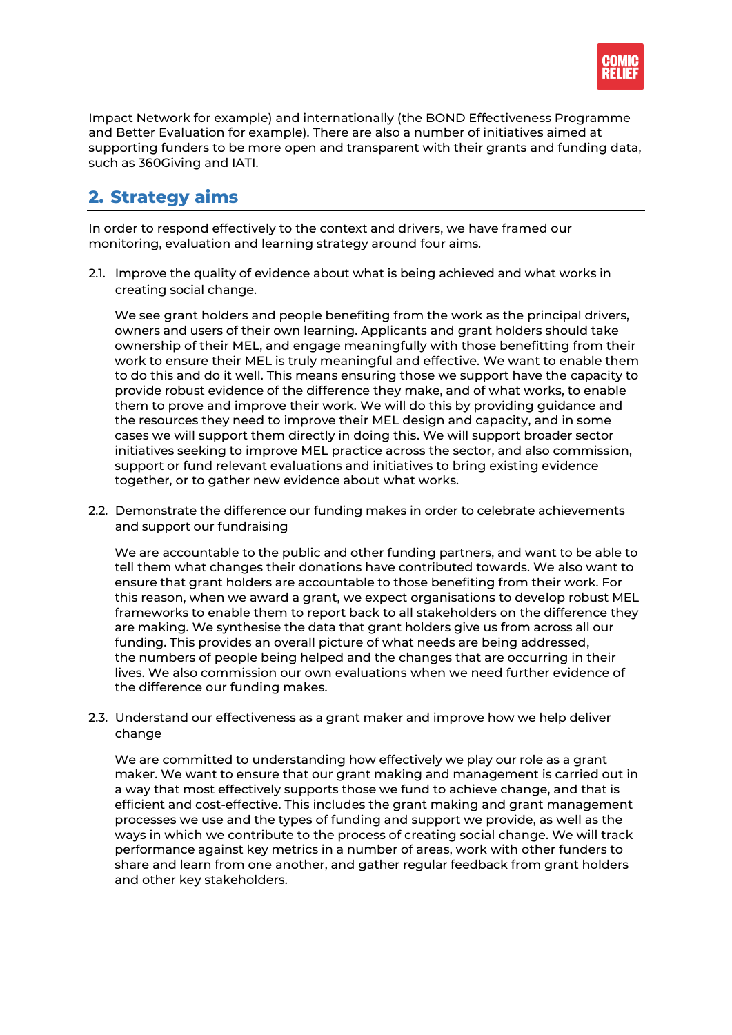Impact Network for example) and internationally (the BOND Effectiveness Programme and Better Evaluation for example). There are also a number of initiatives aimed at supporting funders to be more open and transparent with their grants and funding data, such as 360Giving and IATI.

## 2. Strategy aims

In order to respond effectively to the context and drivers, we have framed our monitoring, evaluation and learning strategy around four aims.

2.1. Improve the quality of evidence about what is being achieved and what works in creating social change.

We see grant holders and people benefiting from the work as the principal drivers, owners and users of their own learning. Applicants and grant holders should take ownership of their MEL, and engage meaningfully with those benefitting from their work to ensure their MEL is truly meaningful and effective. We want to enable them to do this and do it well. This means ensuring those we support have the capacity to provide robust evidence of the difference they make, and of what works, to enable them to prove and improve their work. We will do this by providing guidance and the resources they need to improve their MEL design and capacity, and in some cases we will support them directly in doing this. We will support broader sector initiatives seeking to improve MEL practice across the sector, and also commission, support or fund relevant evaluations and initiatives to bring existing evidence together, or to gather new evidence about what works.

2.2. Demonstrate the difference our funding makes in order to celebrate achievements and support our fundraising

We are accountable to the public and other funding partners, and want to be able to tell them what changes their donations have contributed towards. We also want to ensure that grant holders are accountable to those benefiting from their work. For this reason, when we award a grant, we expect organisations to develop robust MEL frameworks to enable them to report back to all stakeholders on the difference they are making. We synthesise the data that grant holders give us from across all our funding. This provides an overall picture of what needs are being addressed, the numbers of people being helped and the changes that are occurring in their lives. We also commission our own evaluations when we need further evidence of the difference our funding makes.

2.3. Understand our effectiveness as a grant maker and improve how we help deliver change

We are committed to understanding how effectively we play our role as a grant maker. We want to ensure that our grant making and management is carried out in a way that most effectively supports those we fund to achieve change, and that is efficient and cost-effective. This includes the grant making and grant management processes we use and the types of funding and support we provide, as well as the ways in which we contribute to the process of creating social change. We will track performance against key metrics in a number of areas, work with other funders to share and learn from one another, and gather regular feedback from grant holders and other key stakeholders.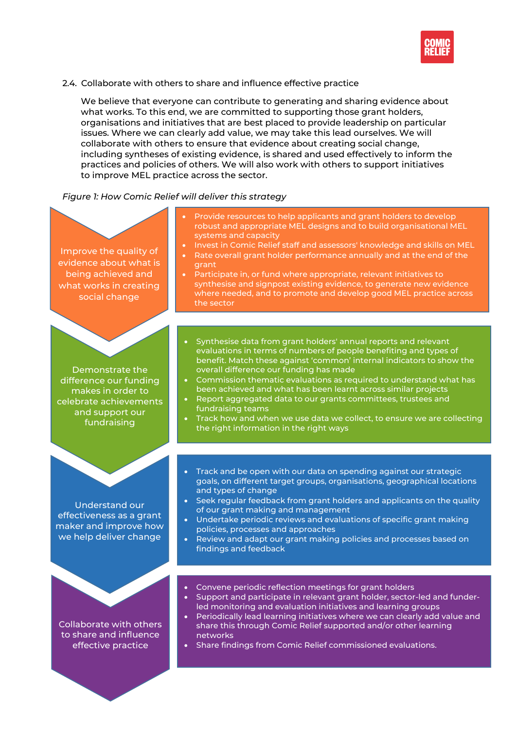### 2.4. Collaborate with others to share and influence effective practice

We believe that everyone can contribute to generating and sharing evidence about what works. To this end, we are committed to supporting those grant holders, organisations and initiatives that are best placed to provide leadership on particular issues. Where we can clearly add value, we may take this lead ourselves. We will collaborate with others to ensure that evidence about creating social change, including syntheses of existing evidence, is shared and used effectively to inform the practices and policies of others. We will also work with others to support initiatives to improve MEL practice across the sector.

*Figure 1: How Comic Relief will deliver this strategy*

**Improve the quality of evidence about what is being achieved and what works in creating social change**

- Provide resources to help applicants and grant holders to develop robust and appropriate MEL designs and to build organisational MEL systems and capacity
- Invest in Comic Relief staff and assessors' knowledge and skills on MEL
- Rate overall grant holder performance annually and at the end of the grant
- Participate in, or fund where appropriate, relevant initiatives to synthesise and signpost existing evidence, to generate new evidence where needed, and to promote and develop good MEL practice across the sector

**Demonstrate the difference our funding makes in order to celebrate achievements and support our fundraising**

- Synthesise data from grant holders' annual reports and relevant evaluations in terms of numbers of people benefiting and types of benefit. Match these against 'common' internal indicators to show the overall difference our funding has made
- Commission thematic evaluations as required to understand what has been achieved and what has been learnt across similar projects
- Report aggregated data to our grants committees, trustees and fundraising teams
- Track how and when we use data we collect, to ensure we are collecting the right information in the right ways

**Understand our effectiveness as a grant maker and improve how we help deliver change**

- Track and be open with our data on spending against our strategic goals, on different target groups, organisations, geographical locations and types of change
- Seek regular feedback from grant holders and applicants on the quality of our grant making and management
- Undertake periodic reviews and evaluations of specific grant making policies, processes and approaches
- Review and adapt our grant making policies and processes based on findings and feedback

**Collaborate with others to share and influence effective practice**

- Convene periodic reflection meetings for grant holders
- Support and participate in relevant grant holder, sector-led and funder-led monitoring and evaluation initiatives and learning groups
- Periodically lead learning initiatives where we can clearly add value and share this through Comic Relief supported and/or other learning networks
- Share findings from Comic Relief commissioned evaluations.